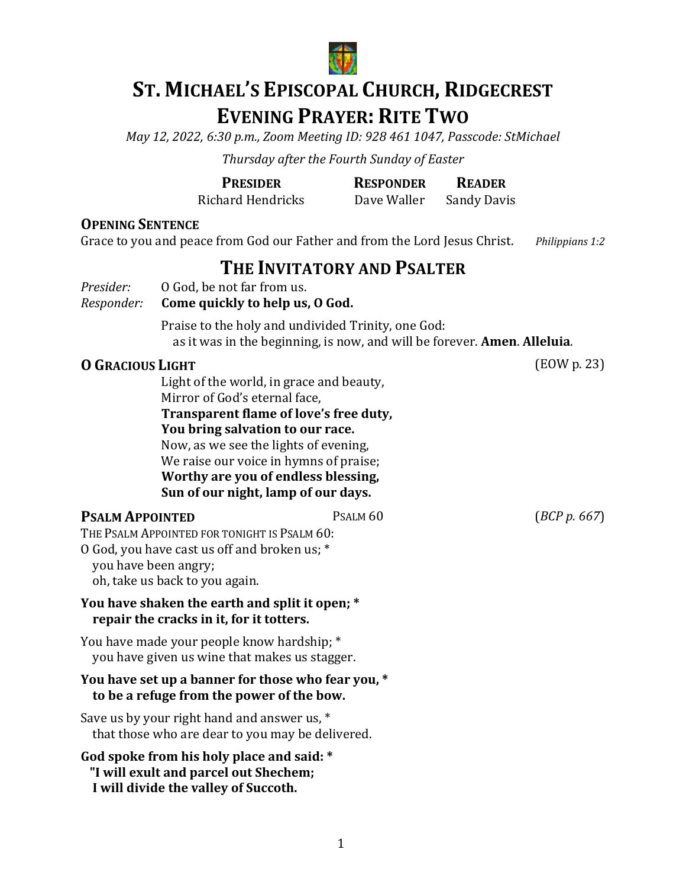# ST. MICHAEL'S EPISCOPAL CHURCH, RIDGECREST

# EVENING PRAYER: RITE TWO

*May 12, 2022, 6:30 p.m., Zoom Meeting ID: 928 461 1047, Passcode: StMichael*

*Thursday after the Fourth Sunday of Easter*

| **PRESIDER** | **RESPONDER** | **READER** |
|---|---|---|
| Richard Hendricks | Dave Waller | Sandy Davis |

**OPENING SENTENCE**

Grace to you and peace from God our Father and from the Lord Jesus Christ. *Philippians 1:2*

## THE INVITATORY AND PSALTER

*Presider:* O God, be not far from us.
*Responder:* **Come quickly to help us, O God.**

Praise to the holy and undivided Trinity, one God:
as it was in the beginning, is now, and will be forever. **Amen**. **Alleluia**.

**O GRACIOUS LIGHT** (EOW p. 23)

Light of the world, in grace and beauty,
Mirror of God's eternal face,
**Transparent flame of love's free duty,**
**You bring salvation to our race.**
Now, as we see the lights of evening,
We raise our voice in hymns of praise;
**Worthy are you of endless blessing,**
**Sun of our night, lamp of our days.**

**PSALM APPOINTED** PSALM 60 (*BCP p. 667*)

THE PSALM APPOINTED FOR TONIGHT IS PSALM 60:

O God, you have cast us off and broken us; *
you have been angry;
oh, take us back to you again.

**You have shaken the earth and split it open; ***
**repair the cracks in it, for it totters.**

You have made your people know hardship; *
you have given us wine that makes us stagger.

**You have set up a banner for those who fear you, ***
**to be a refuge from the power of the bow.**

Save us by your right hand and answer us, *
that those who are dear to you may be delivered.

**God spoke from his holy place and said: ***
**"I will exult and parcel out Shechem;**
**I will divide the valley of Succoth.**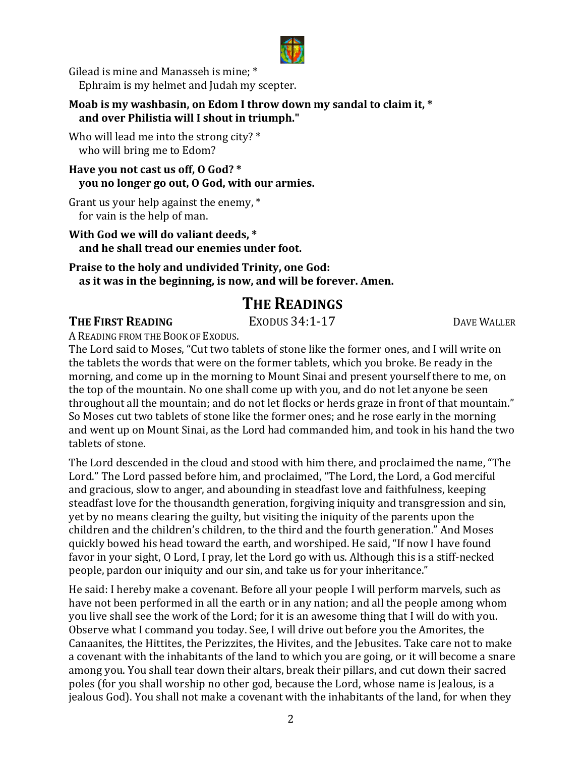Gilead is mine and Manasseh is mine; *
   Ephraim is my helmet and Judah my scepter.

**Moab is my washbasin, on Edom I throw down my sandal to claim it, *
   and over Philistia will I shout in triumph."**

Who will lead me into the strong city? *
   who will bring me to Edom?

**Have you not cast us off, O God? *
   you no longer go out, O God, with our armies.**

Grant us your help against the enemy, *
   for vain is the help of man.

**With God we will do valiant deeds, *
   and he shall tread our enemies under foot.**

**Praise to the holy and undivided Trinity, one God:
   as it was in the beginning, is now, and will be forever. Amen.**

# THE READINGS

**THE FIRST READING** EXODUS 34:1-17 DAVE WALLER

A READING FROM THE BOOK OF EXODUS.

The Lord said to Moses, "Cut two tablets of stone like the former ones, and I will write on the tablets the words that were on the former tablets, which you broke. Be ready in the morning, and come up in the morning to Mount Sinai and present yourself there to me, on the top of the mountain. No one shall come up with you, and do not let anyone be seen throughout all the mountain; and do not let flocks or herds graze in front of that mountain." So Moses cut two tablets of stone like the former ones; and he rose early in the morning and went up on Mount Sinai, as the Lord had commanded him, and took in his hand the two tablets of stone.

The Lord descended in the cloud and stood with him there, and proclaimed the name, "The Lord." The Lord passed before him, and proclaimed, "The Lord, the Lord, a God merciful and gracious, slow to anger, and abounding in steadfast love and faithfulness, keeping steadfast love for the thousandth generation, forgiving iniquity and transgression and sin, yet by no means clearing the guilty, but visiting the iniquity of the parents upon the children and the children's children, to the third and the fourth generation." And Moses quickly bowed his head toward the earth, and worshiped. He said, "If now I have found favor in your sight, O Lord, I pray, let the Lord go with us. Although this is a stiff-necked people, pardon our iniquity and our sin, and take us for your inheritance."

He said: I hereby make a covenant. Before all your people I will perform marvels, such as have not been performed in all the earth or in any nation; and all the people among whom you live shall see the work of the Lord; for it is an awesome thing that I will do with you. Observe what I command you today. See, I will drive out before you the Amorites, the Canaanites, the Hittites, the Perizzites, the Hivites, and the Jebusites. Take care not to make a covenant with the inhabitants of the land to which you are going, or it will become a snare among you. You shall tear down their altars, break their pillars, and cut down their sacred poles (for you shall worship no other god, because the Lord, whose name is Jealous, is a jealous God). You shall not make a covenant with the inhabitants of the land, for when they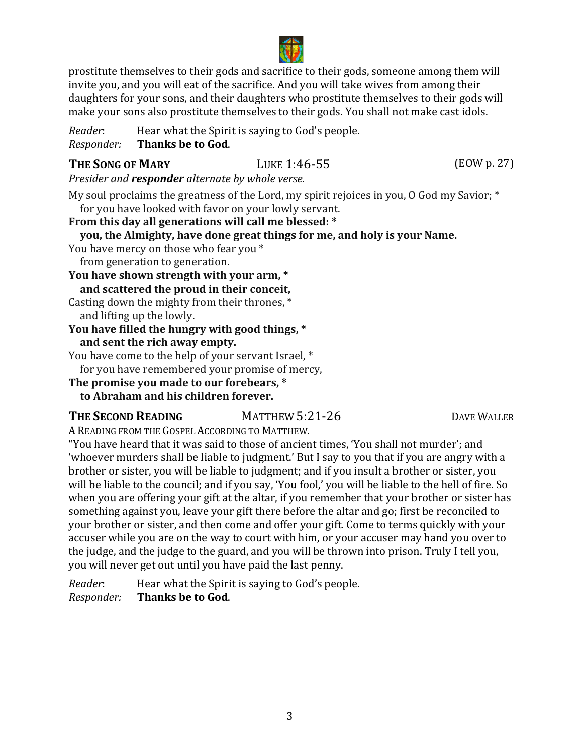prostitute themselves to their gods and sacrifice to their gods, someone among them will invite you, and you will eat of the sacrifice. And you will take wives from among their daughters for your sons, and their daughters who prostitute themselves to their gods will make your sons also prostitute themselves to their gods. You shall not make cast idols.

*Reader*: Hear what the Spirit is saying to God's people.
*Responder:* **Thanks be to God**.

## THE SONG OF MARY — LUKE 1:46-55 (EOW p. 27)

*Presider and* ***responder*** *alternate by whole verse.*

My soul proclaims the greatness of the Lord, my spirit rejoices in you, O God my Savior; *
   for you have looked with favor on your lowly servant.
**From this day all generations will call me blessed: ***
   **you, the Almighty, have done great things for me, and holy is your Name.**
You have mercy on those who fear you *
   from generation to generation.
**You have shown strength with your arm, ***
   **and scattered the proud in their conceit,**
Casting down the mighty from their thrones, *
   and lifting up the lowly.
**You have filled the hungry with good things, ***
   **and sent the rich away empty.**
You have come to the help of your servant Israel, *
   for you have remembered your promise of mercy,
**The promise you made to our forebears, ***
   **to Abraham and his children forever.**

## THE SECOND READING — MATTHEW 5:21-26 — DAVE WALLER

A READING FROM THE GOSPEL ACCORDING TO MATTHEW.

"You have heard that it was said to those of ancient times, 'You shall not murder'; and 'whoever murders shall be liable to judgment.' But I say to you that if you are angry with a brother or sister, you will be liable to judgment; and if you insult a brother or sister, you will be liable to the council; and if you say, 'You fool,' you will be liable to the hell of fire. So when you are offering your gift at the altar, if you remember that your brother or sister has something against you, leave your gift there before the altar and go; first be reconciled to your brother or sister, and then come and offer your gift. Come to terms quickly with your accuser while you are on the way to court with him, or your accuser may hand you over to the judge, and the judge to the guard, and you will be thrown into prison. Truly I tell you, you will never get out until you have paid the last penny.

*Reader*: Hear what the Spirit is saying to God's people.
*Responder:* **Thanks be to God**.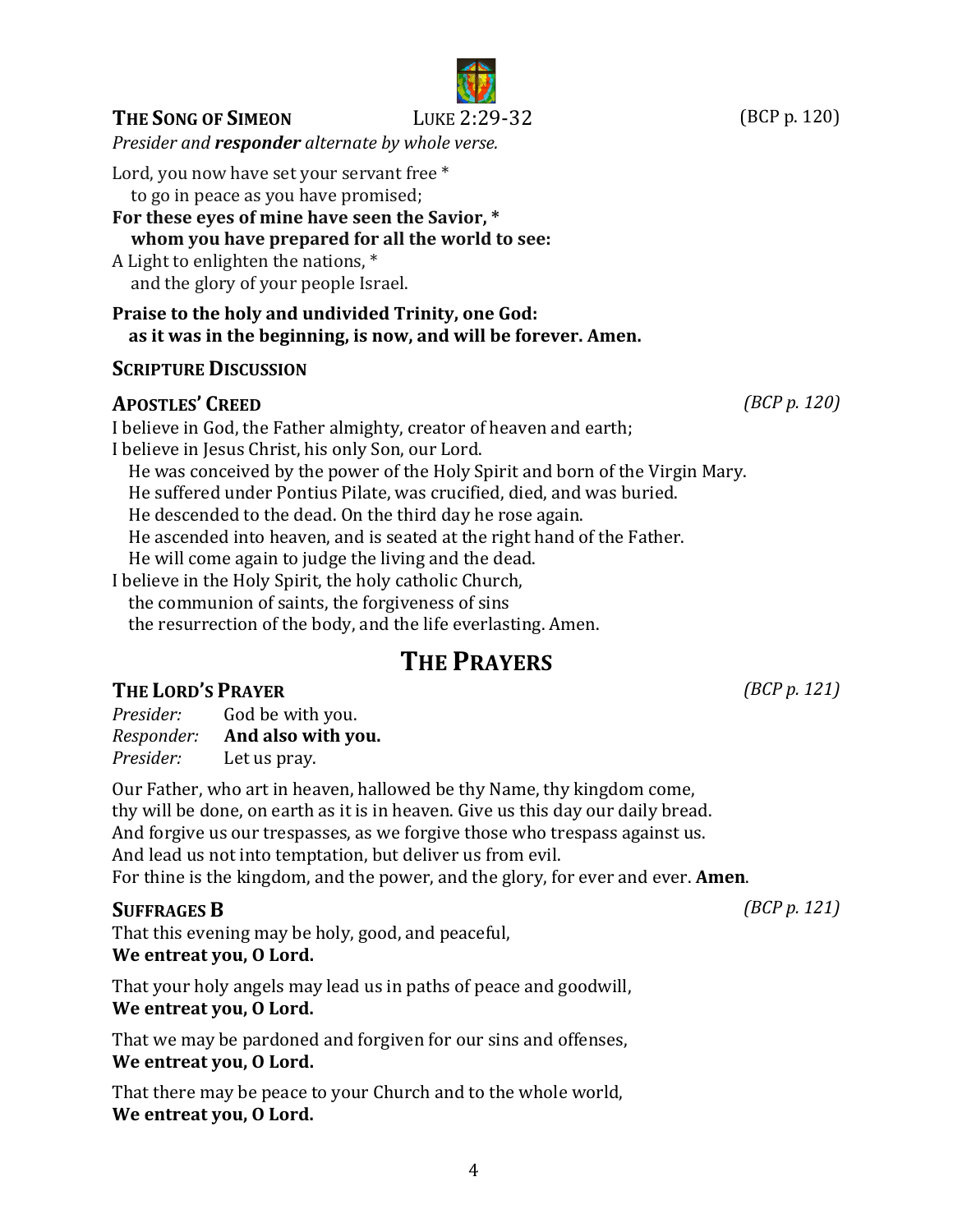### **The Song of Simeon** Luke 2:29-32 (BCP p. 120)

*Presider and **responder** alternate by whole verse.*

Lord, you now have set your servant free *
  to go in peace as you have promised;
**For these eyes of mine have seen the Savior, ***
  **whom you have prepared for all the world to see:**
A Light to enlighten the nations, *
  and the glory of your people Israel.

**Praise to the holy and undivided Trinity, one God:**
  **as it was in the beginning, is now, and will be forever. Amen.**

### **Scripture Discussion**

### **Apostles' Creed** *(BCP p. 120)*

I believe in God, the Father almighty, creator of heaven and earth;
I believe in Jesus Christ, his only Son, our Lord.
  He was conceived by the power of the Holy Spirit and born of the Virgin Mary.
  He suffered under Pontius Pilate, was crucified, died, and was buried.
  He descended to the dead. On the third day he rose again.
  He ascended into heaven, and is seated at the right hand of the Father.
  He will come again to judge the living and the dead.
I believe in the Holy Spirit, the holy catholic Church,
  the communion of saints, the forgiveness of sins
  the resurrection of the body, and the life everlasting. Amen.

## **The Prayers**

### **The Lord's Prayer** *(BCP p. 121)*

*Presider:* God be with you.
*Responder:* **And also with you.**
*Presider:* Let us pray.

Our Father, who art in heaven, hallowed be thy Name, thy kingdom come,
thy will be done, on earth as it is in heaven. Give us this day our daily bread.
And forgive us our trespasses, as we forgive those who trespass against us.
And lead us not into temptation, but deliver us from evil.
For thine is the kingdom, and the power, and the glory, for ever and ever. **Amen**.

### **Suffrages B** *(BCP p. 121)*

That this evening may be holy, good, and peaceful,
**We entreat you, O Lord.**

That your holy angels may lead us in paths of peace and goodwill,
**We entreat you, O Lord.**

That we may be pardoned and forgiven for our sins and offenses,
**We entreat you, O Lord.**

That there may be peace to your Church and to the whole world,
**We entreat you, O Lord.**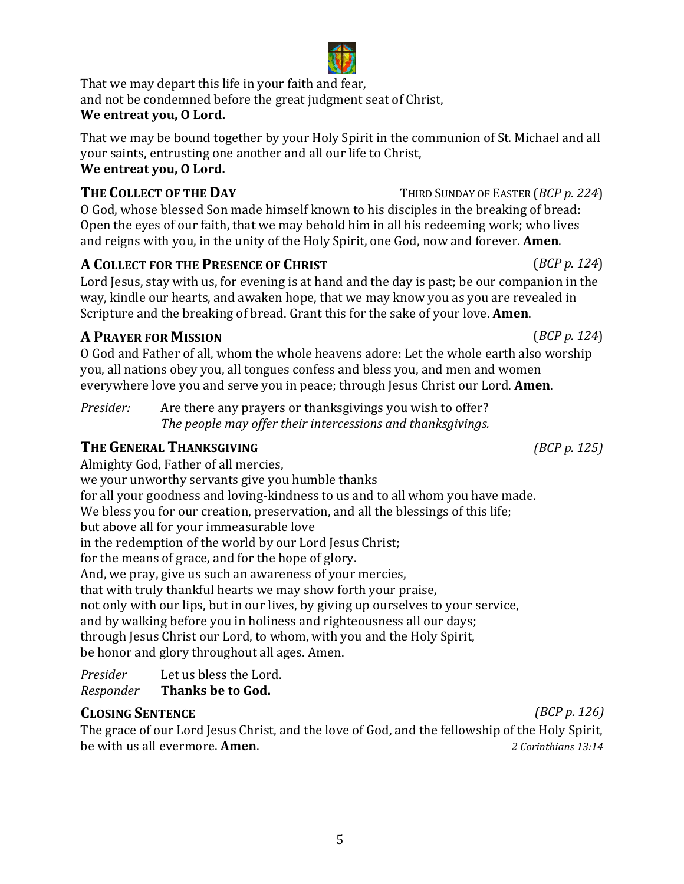That we may depart this life in your faith and fear,
and not be condemned before the great judgment seat of Christ,
**We entreat you, O Lord.**

That we may be bound together by your Holy Spirit in the communion of St. Michael and all your saints, entrusting one another and all our life to Christ,
**We entreat you, O Lord.**

## THE COLLECT OF THE DAY — THIRD SUNDAY OF EASTER (*BCP p. 224*)

O God, whose blessed Son made himself known to his disciples in the breaking of bread: Open the eyes of our faith, that we may behold him in all his redeeming work; who lives and reigns with you, in the unity of the Holy Spirit, one God, now and forever. **Amen**.

## A COLLECT FOR THE PRESENCE OF CHRIST (*BCP p. 124*)

Lord Jesus, stay with us, for evening is at hand and the day is past; be our companion in the way, kindle our hearts, and awaken hope, that we may know you as you are revealed in Scripture and the breaking of bread. Grant this for the sake of your love. **Amen**.

## A PRAYER FOR MISSION (*BCP p. 124*)

O God and Father of all, whom the whole heavens adore: Let the whole earth also worship you, all nations obey you, all tongues confess and bless you, and men and women everywhere love you and serve you in peace; through Jesus Christ our Lord. **Amen**.

*Presider:* Are there any prayers or thanksgivings you wish to offer?
*The people may offer their intercessions and thanksgivings.*

## THE GENERAL THANKSGIVING *(BCP p. 125)*

Almighty God, Father of all mercies,
we your unworthy servants give you humble thanks
for all your goodness and loving-kindness to us and to all whom you have made.
We bless you for our creation, preservation, and all the blessings of this life;
but above all for your immeasurable love
in the redemption of the world by our Lord Jesus Christ;
for the means of grace, and for the hope of glory.
And, we pray, give us such an awareness of your mercies,
that with truly thankful hearts we may show forth your praise,
not only with our lips, but in our lives, by giving up ourselves to your service,
and by walking before you in holiness and righteousness all our days;
through Jesus Christ our Lord, to whom, with you and the Holy Spirit,
be honor and glory throughout all ages. Amen.

*Presider* Let us bless the Lord.
*Responder* **Thanks be to God.**

## CLOSING SENTENCE *(BCP p. 126)*

The grace of our Lord Jesus Christ, and the love of God, and the fellowship of the Holy Spirit, be with us all evermore. **Amen**. *2 Corinthians 13:14*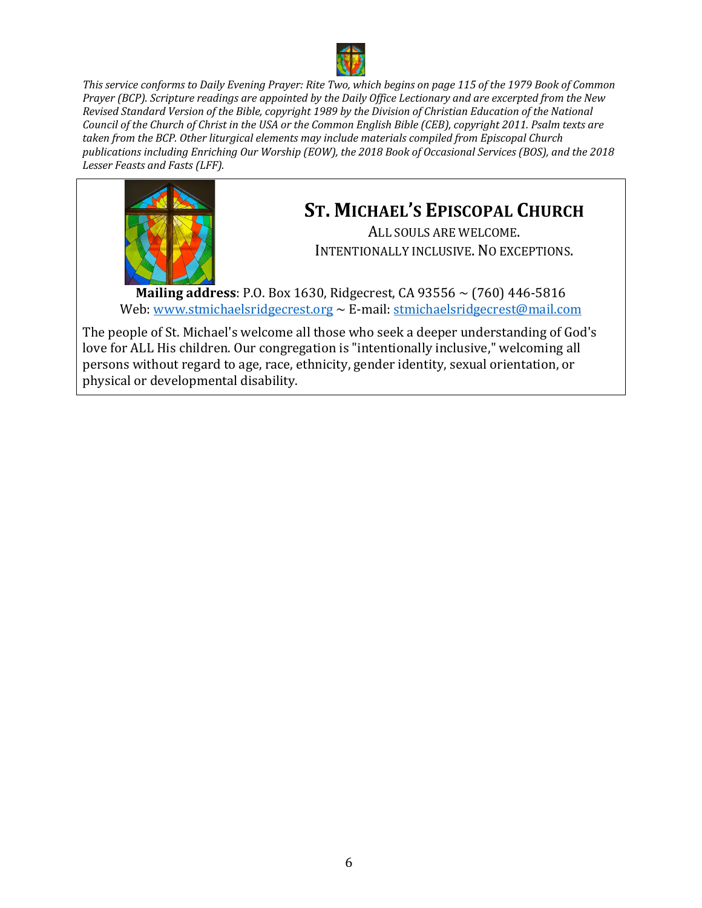*This service conforms to Daily Evening Prayer: Rite Two, which begins on page 115 of the 1979 Book of Common Prayer (BCP). Scripture readings are appointed by the Daily Office Lectionary and are excerpted from the New Revised Standard Version of the Bible, copyright 1989 by the Division of Christian Education of the National Council of the Church of Christ in the USA or the Common English Bible (CEB), copyright 2011. Psalm texts are taken from the BCP. Other liturgical elements may include materials compiled from Episcopal Church publications including Enriching Our Worship (EOW), the 2018 Book of Occasional Services (BOS), and the 2018 Lesser Feasts and Fasts (LFF).*

## ST. MICHAEL'S EPISCOPAL CHURCH

ALL SOULS ARE WELCOME.
INTENTIONALLY INCLUSIVE. NO EXCEPTIONS.

**Mailing address**: P.O. Box 1630, Ridgecrest, CA 93556 ~ (760) 446-5816
Web: [www.stmichaelsridgecrest.org](http://www.stmichaelsridgecrest.org) ~ E-mail: [stmichaelsridgecrest@mail.com](mailto:stmichaelsridgecrest@mail.com)

The people of St. Michael's welcome all those who seek a deeper understanding of God's love for ALL His children. Our congregation is "intentionally inclusive," welcoming all persons without regard to age, race, ethnicity, gender identity, sexual orientation, or physical or developmental disability.